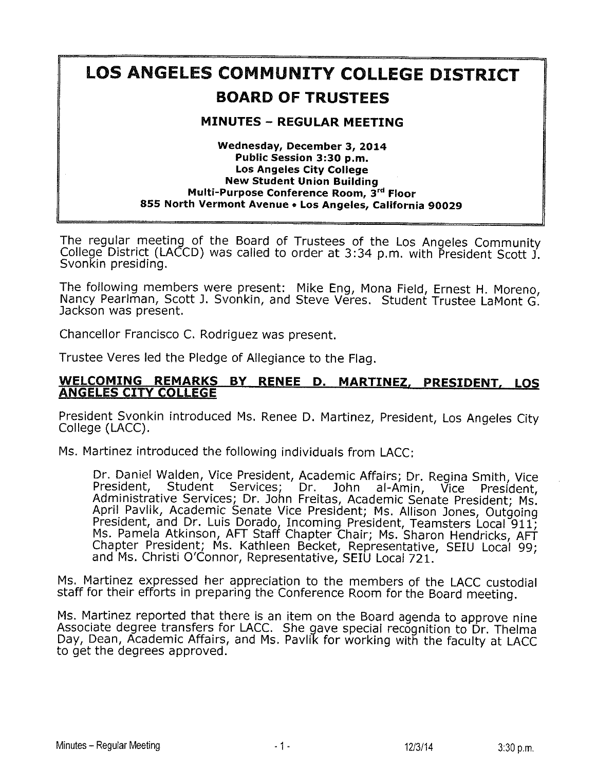# LOS ANGELES COMMUNITY COLLEGE DISTRICT

## BOARD OF TRUSTEES

### MINUTES – REGULAR MEETING

**Wednesday, December 3, 2014**
**Public Session 3:30 p.m.**
**Los Angeles City College**
**New Student Union Building**
**Multi-Purpose Conference Room, 3rd Floor**
**855 North Vermont Avenue • Los Angeles, California 90029**

The regular meeting of the Board of Trustees of the Los Angeles Community College District (LACCD) was called to order at 3:34 p.m. with President Scott J. Svonkin presiding.

The following members were present: Mike Eng, Mona Field, Ernest H. Moreno, Nancy Pearlman, Scott J. Svonkin, and Steve Veres. Student Trustee LaMont G. Jackson was present.

Chancellor Francisco C. Rodriguez was present.

Trustee Veres led the Pledge of Allegiance to the Flag.

## WELCOMING REMARKS BY RENEE D. MARTINEZ, PRESIDENT, LOS ANGELES CITY COLLEGE

President Svonkin introduced Ms. Renee D. Martinez, President, Los Angeles City College (LACC).

Ms. Martinez introduced the following individuals from LACC:

> Dr. Daniel Walden, Vice President, Academic Affairs; Dr. Regina Smith, Vice President, Student Services; Dr. John al-Amin, Vice President, Administrative Services; Dr. John Freitas, Academic Senate President; Ms. April Pavlik, Academic Senate Vice President; Ms. Allison Jones, Outgoing President, and Dr. Luis Dorado, Incoming President, Teamsters Local 911; Ms. Pamela Atkinson, AFT Staff Chapter Chair; Ms. Sharon Hendricks, AFT Chapter President; Ms. Kathleen Becket, Representative, SEIU Local 99; and Ms. Christi O'Connor, Representative, SEIU Local 721.

Ms. Martinez expressed her appreciation to the members of the LACC custodial staff for their efforts in preparing the Conference Room for the Board meeting.

Ms. Martinez reported that there is an item on the Board agenda to approve nine Associate degree transfers for LACC. She gave special recognition to Dr. Thelma Day, Dean, Academic Affairs, and Ms. Pavlik for working with the faculty at LACC to get the degrees approved.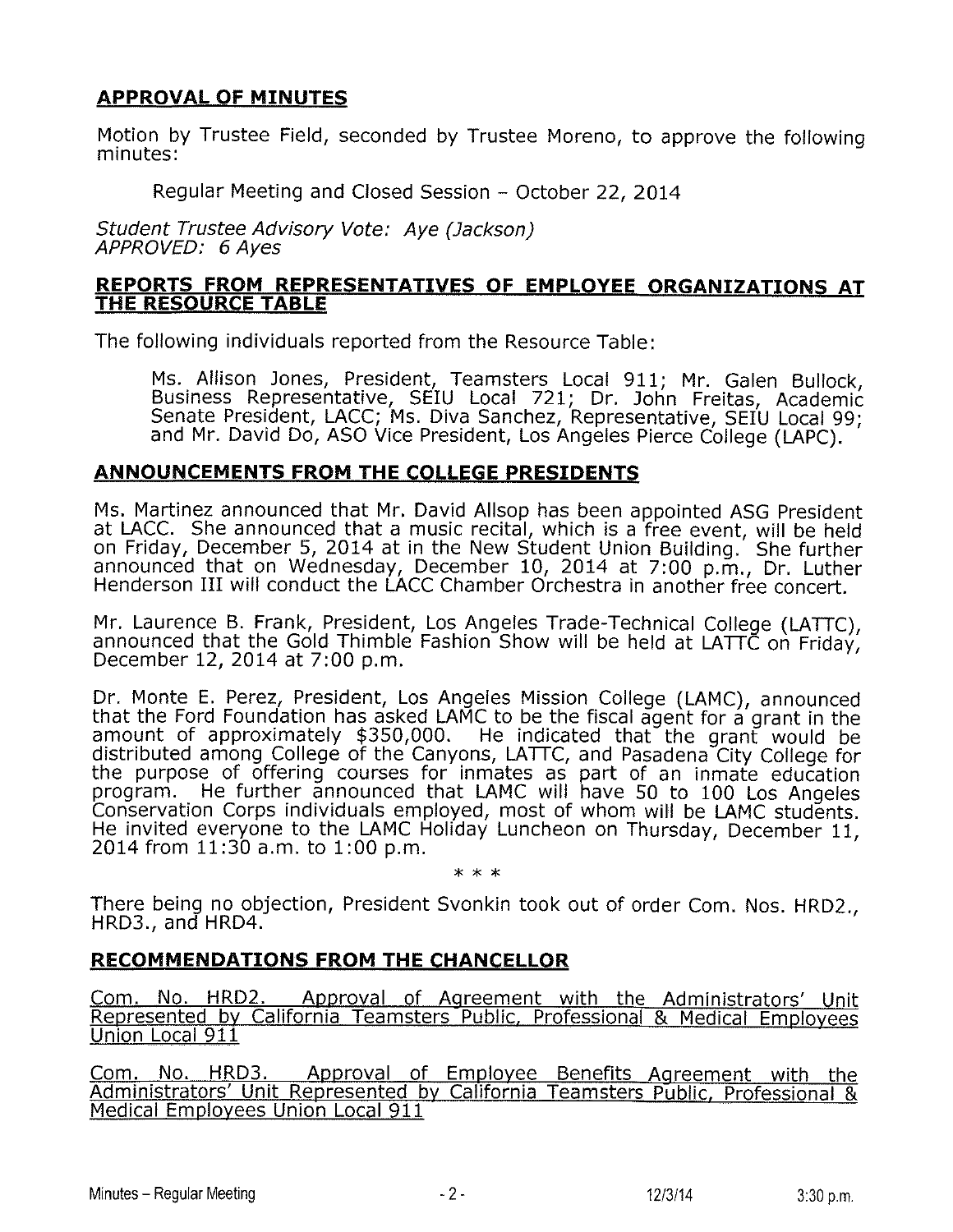**APPROVAL OF MINUTES**

Motion by Trustee Field, seconded by Trustee Moreno, to approve the following minutes:

Regular Meeting and Closed Session – October 22, 2014

*Student Trustee Advisory Vote: Aye (Jackson)*
*APPROVED: 6 Ayes*

**REPORTS FROM REPRESENTATIVES OF EMPLOYEE ORGANIZATIONS AT THE RESOURCE TABLE**

The following individuals reported from the Resource Table:

Ms. Allison Jones, President, Teamsters Local 911; Mr. Galen Bullock, Business Representative, SEIU Local 721; Dr. John Freitas, Academic Senate President, LACC; Ms. Diva Sanchez, Representative, SEIU Local 99; and Mr. David Do, ASO Vice President, Los Angeles Pierce College (LAPC).

**ANNOUNCEMENTS FROM THE COLLEGE PRESIDENTS**

Ms. Martinez announced that Mr. David Allsop has been appointed ASG President at LACC. She announced that a music recital, which is a free event, will be held on Friday, December 5, 2014 at in the New Student Union Building. She further announced that on Wednesday, December 10, 2014 at 7:00 p.m., Dr. Luther Henderson III will conduct the LACC Chamber Orchestra in another free concert.

Mr. Laurence B. Frank, President, Los Angeles Trade-Technical College (LATTC), announced that the Gold Thimble Fashion Show will be held at LATTC on Friday, December 12, 2014 at 7:00 p.m.

Dr. Monte E. Perez, President, Los Angeles Mission College (LAMC), announced that the Ford Foundation has asked LAMC to be the fiscal agent for a grant in the amount of approximately $350,000. He indicated that the grant would be distributed among College of the Canyons, LATTC, and Pasadena City College for the purpose of offering courses for inmates as part of an inmate education program. He further announced that LAMC will have 50 to 100 Los Angeles Conservation Corps individuals employed, most of whom will be LAMC students. He invited everyone to the LAMC Holiday Luncheon on Thursday, December 11, 2014 from 11:30 a.m. to 1:00 p.m.

\* \* \*

There being no objection, President Svonkin took out of order Com. Nos. HRD2., HRD3., and HRD4.

**RECOMMENDATIONS FROM THE CHANCELLOR**

Com. No. HRD2. Approval of Agreement with the Administrators' Unit Represented by California Teamsters Public, Professional & Medical Employees Union Local 911

Com. No. HRD3. Approval of Employee Benefits Agreement with the Administrators' Unit Represented by California Teamsters Public, Professional & Medical Employees Union Local 911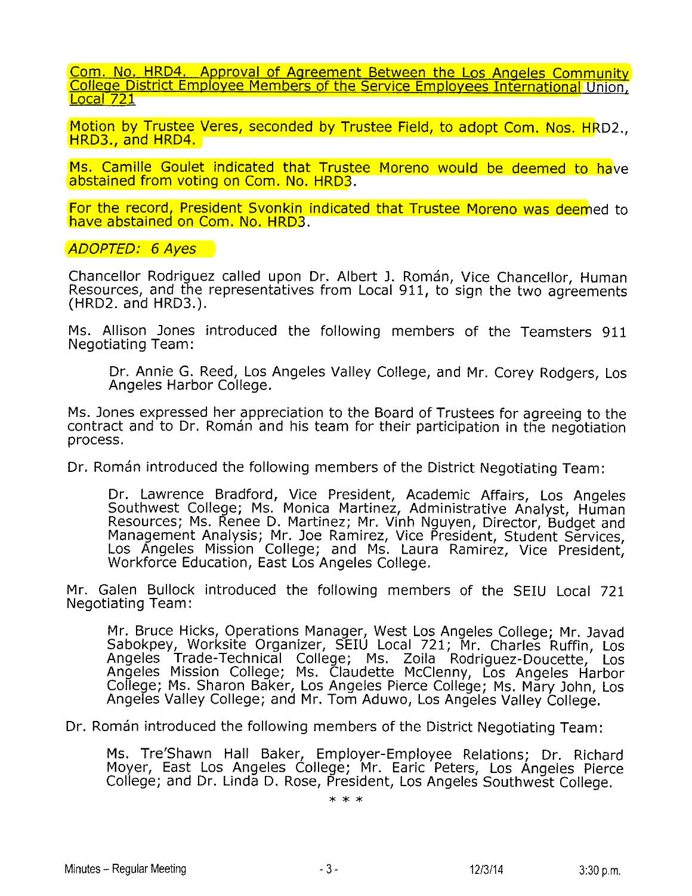Com. No. HRD4. Approval of Agreement Between the Los Angeles Community College District Employee Members of the Service Employees International Union, Local 721

Motion by Trustee Veres, seconded by Trustee Field, to adopt Com. Nos. HRD2., HRD3., and HRD4.

Ms. Camille Goulet indicated that Trustee Moreno would be deemed to have abstained from voting on Com. No. HRD3.

For the record, President Svonkin indicated that Trustee Moreno was deemed to have abstained on Com. No. HRD3.

*ADOPTED: 6 Ayes*

Chancellor Rodriguez called upon Dr. Albert J. Román, Vice Chancellor, Human Resources, and the representatives from Local 911, to sign the two agreements (HRD2. and HRD3.).

Ms. Allison Jones introduced the following members of the Teamsters 911 Negotiating Team:

> Dr. Annie G. Reed, Los Angeles Valley College, and Mr. Corey Rodgers, Los Angeles Harbor College.

Ms. Jones expressed her appreciation to the Board of Trustees for agreeing to the contract and to Dr. Román and his team for their participation in the negotiation process.

Dr. Román introduced the following members of the District Negotiating Team:

> Dr. Lawrence Bradford, Vice President, Academic Affairs, Los Angeles Southwest College; Ms. Monica Martinez, Administrative Analyst, Human Resources; Ms. Renee D. Martinez; Mr. Vinh Nguyen, Director, Budget and Management Analysis; Mr. Joe Ramirez, Vice President, Student Services, Los Angeles Mission College; and Ms. Laura Ramirez, Vice President, Workforce Education, East Los Angeles College.

Mr. Galen Bullock introduced the following members of the SEIU Local 721 Negotiating Team:

> Mr. Bruce Hicks, Operations Manager, West Los Angeles College; Mr. Javad Sabokpey, Worksite Organizer, SEIU Local 721; Mr. Charles Ruffin, Los Angeles Trade-Technical College; Ms. Zoila Rodriguez-Doucette, Los Angeles Mission College; Ms. Claudette McClenny, Los Angeles Harbor College; Ms. Sharon Baker, Los Angeles Pierce College; Ms. Mary John, Los Angeles Valley College; and Mr. Tom Aduwo, Los Angeles Valley College.

Dr. Román introduced the following members of the District Negotiating Team:

> Ms. Tre'Shawn Hall Baker, Employer-Employee Relations; Dr. Richard Moyer, East Los Angeles College; Mr. Earic Peters, Los Angeles Pierce College; and Dr. Linda D. Rose, President, Los Angeles Southwest College.

\* \* \*